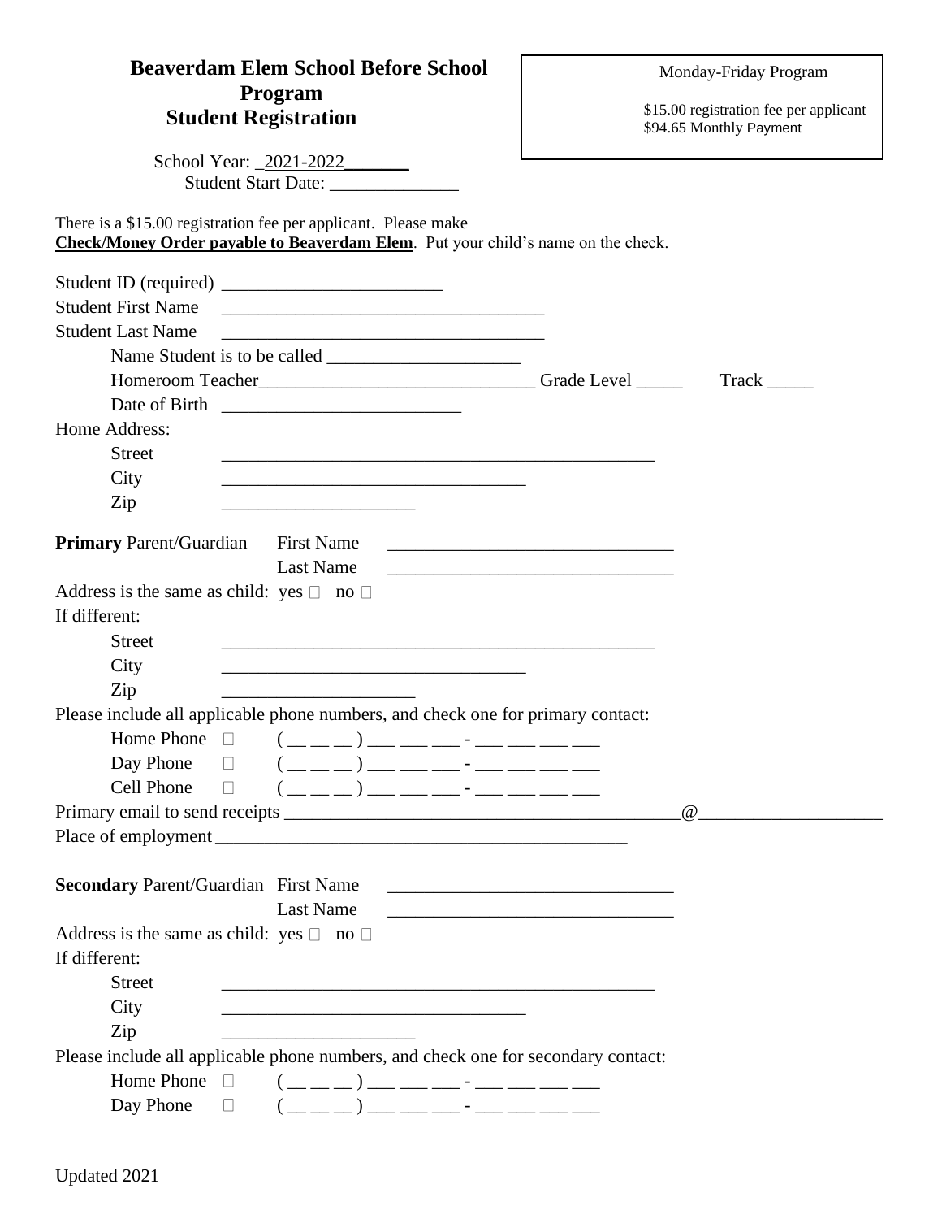# Beaverdam Elem School Before School Program
# Student Registration

Monday-Friday Program

$15.00 registration fee per applicant
$94.65 Monthly Payment

School Year: _2021-2022_______
Student Start Date: ______________

There is a $15.00 registration fee per applicant. Please make **Check/Money Order payable to Beaverdam Elem**. Put your child's name on the check.

Student ID (required) ________________________
Student First Name ___________________________________
Student Last Name ___________________________________
Name Student is to be called _____________________
Homeroom Teacher______________________________ Grade Level _____ Track _____
Date of Birth __________________________

Home Address:
Street ________________________________________________
City _________________________________
Zip _____________________

**Primary** Parent/Guardian First Name _______________________________
Last Name _______________________________

Address is the same as child: yes ☐ no ☐

If different:
Street ________________________________________________
City _________________________________
Zip _____________________

Please include all applicable phone numbers, and check one for primary contact:

Home Phone ☐ ( __ __ __ ) ___ ___ ___ - ___ ___ ___ ___
Day Phone ☐ ( __ __ __ ) ___ ___ ___ - ___ ___ ___ ___
Cell Phone ☐ ( __ __ __ ) ___ ___ ___ - ___ ___ ___ ___

Primary email to send receipts ____________________________________________@____________________
Place of employment _______________________________________________

**Secondary** Parent/Guardian First Name _______________________________
Last Name _______________________________

Address is the same as child: yes ☐ no ☐

If different:
Street ________________________________________________
City _________________________________
Zip _____________________

Please include all applicable phone numbers, and check one for secondary contact:

Home Phone ☐ ( __ __ __ ) ___ ___ ___ - ___ ___ ___ ___
Day Phone ☐ ( __ __ __ ) ___ ___ ___ - ___ ___ ___ ___

Updated 2021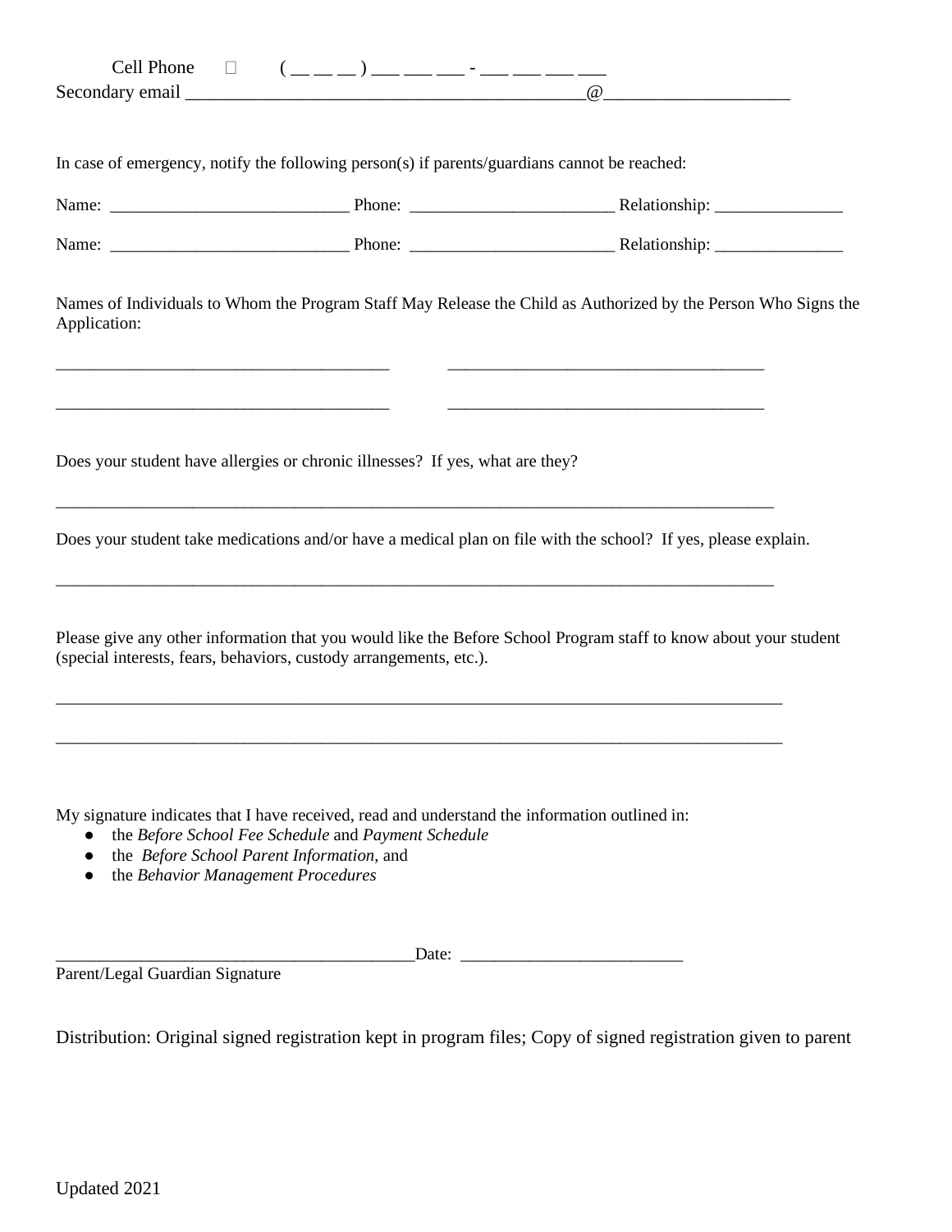Cell Phone ☐ ( __ __ __ ) ___ ___ ___ - ___ ___ ___ ___

Secondary email ____________________________________________@____________________

In case of emergency, notify the following person(s) if parents/guardians cannot be reached:

Name: ____________________________ Phone: ________________________ Relationship: _______________

Name: ____________________________ Phone: ________________________ Relationship: _______________

Names of Individuals to Whom the Program Staff May Release the Child as Authorized by the Person Who Signs the Application:

_______________________________________ _____________________________________

_______________________________________ _____________________________________

Does your student have allergies or chronic illnesses? If yes, what are they?

____________________________________________________________________________________

Does your student take medications and/or have a medical plan on file with the school? If yes, please explain.

____________________________________________________________________________________

Please give any other information that you would like the Before School Program staff to know about your student (special interests, fears, behaviors, custody arrangements, etc.).

____________________________________________________________________________________

____________________________________________________________________________________

My signature indicates that I have received, read and understand the information outlined in:

- the *Before School Fee Schedule* and *Payment Schedule*
- the *Before School Parent Information*, and
- the *Behavior Management Procedures*

__________________________________________Date: _________________________

Parent/Legal Guardian Signature

Distribution: Original signed registration kept in program files; Copy of signed registration given to parent

Updated 2021